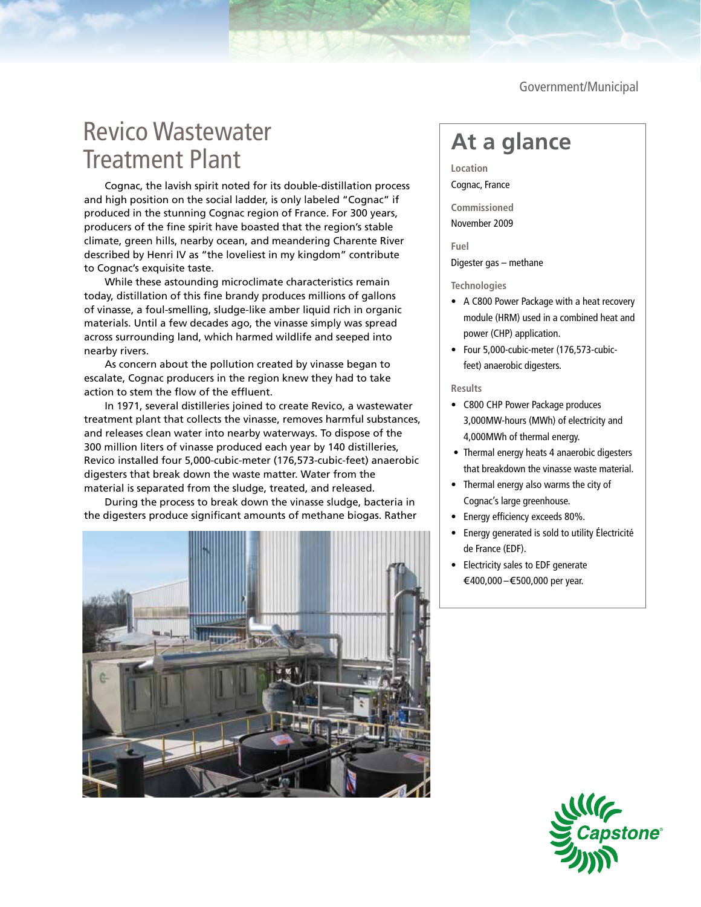Government/Municipal

# Revico Wastewater Treatment Plant

Cognac, the lavish spirit noted for its double-distillation process and high position on the social ladder, is only labeled "Cognac" if produced in the stunning Cognac region of France. For 300 years, producers of the fine spirit have boasted that the region's stable climate, green hills, nearby ocean, and meandering Charente River described by Henri IV as "the loveliest in my kingdom" contribute to Cognac's exquisite taste.

While these astounding microclimate characteristics remain today, distillation of this fine brandy produces millions of gallons of vinasse, a foul-smelling, sludge-like amber liquid rich in organic materials. Until a few decades ago, the vinasse simply was spread across surrounding land, which harmed wildlife and seeped into nearby rivers.

As concern about the pollution created by vinasse began to escalate, Cognac producers in the region knew they had to take action to stem the flow of the effluent.

In 1971, several distilleries joined to create Revico, a wastewater treatment plant that collects the vinasse, removes harmful substances, and releases clean water into nearby waterways. To dispose of the 300 million liters of vinasse produced each year by 140 distilleries, Revico installed four 5,000-cubic-meter (176,573-cubic-feet) anaerobic digesters that break down the waste matter. Water from the material is separated from the sludge, treated, and released.

During the process to break down the vinasse sludge, bacteria in the digesters produce significant amounts of methane biogas. Rather

## At a glance

**Location**
Cognac, France

**Commissioned**
November 2009

**Fuel**
Digester gas – methane

**Technologies**

- A C800 Power Package with a heat recovery module (HRM) used in a combined heat and power (CHP) application.
- Four 5,000-cubic-meter (176,573-cubic-feet) anaerobic digesters.

**Results**

- C800 CHP Power Package produces 3,000MW-hours (MWh) of electricity and 4,000MWh of thermal energy.
- Thermal energy heats 4 anaerobic digesters that breakdown the vinasse waste material.
- Thermal energy also warms the city of Cognac's large greenhouse.
- Energy efficiency exceeds 80%.
- Energy generated is sold to utility Électricité de France (EDF).
- Electricity sales to EDF generate €400,000–€500,000 per year.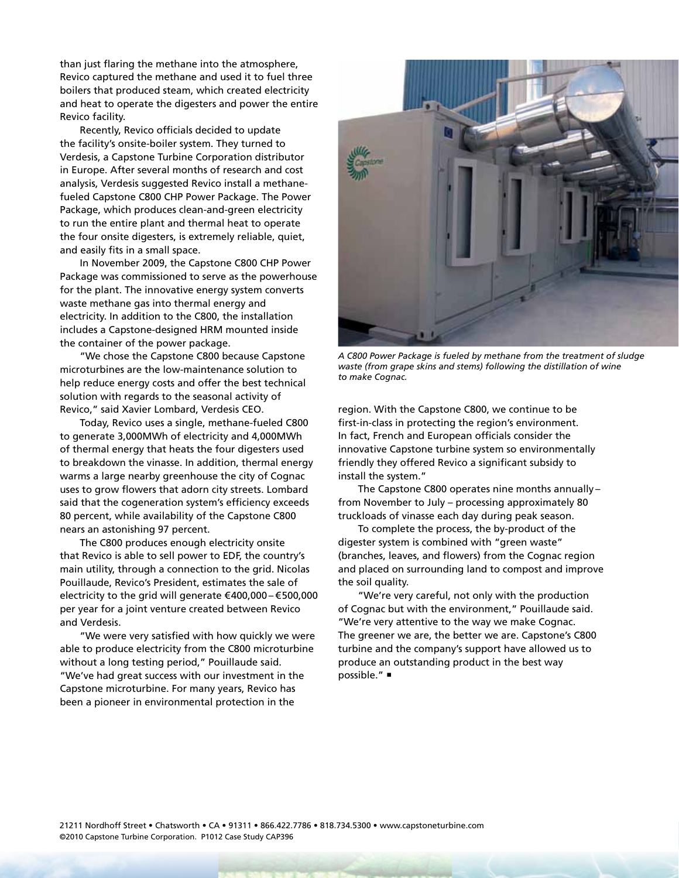than just flaring the methane into the atmosphere, Revico captured the methane and used it to fuel three boilers that produced steam, which created electricity and heat to operate the digesters and power the entire Revico facility.

Recently, Revico officials decided to update the facility's onsite-boiler system. They turned to Verdesis, a Capstone Turbine Corporation distributor in Europe. After several months of research and cost analysis, Verdesis suggested Revico install a methane-fueled Capstone C800 CHP Power Package. The Power Package, which produces clean-and-green electricity to run the entire plant and thermal heat to operate the four onsite digesters, is extremely reliable, quiet, and easily fits in a small space.

In November 2009, the Capstone C800 CHP Power Package was commissioned to serve as the powerhouse for the plant. The innovative energy system converts waste methane gas into thermal energy and electricity. In addition to the C800, the installation includes a Capstone-designed HRM mounted inside the container of the power package.

"We chose the Capstone C800 because Capstone microturbines are the low-maintenance solution to help reduce energy costs and offer the best technical solution with regards to the seasonal activity of Revico," said Xavier Lombard, Verdesis CEO.

Today, Revico uses a single, methane-fueled C800 to generate 3,000MWh of electricity and 4,000MWh of thermal energy that heats the four digesters used to breakdown the vinasse. In addition, thermal energy warms a large nearby greenhouse the city of Cognac uses to grow flowers that adorn city streets. Lombard said that the cogeneration system's efficiency exceeds 80 percent, while availability of the Capstone C800 nears an astonishing 97 percent.

The C800 produces enough electricity onsite that Revico is able to sell power to EDF, the country's main utility, through a connection to the grid. Nicolas Pouillaude, Revico's President, estimates the sale of electricity to the grid will generate €400,000 – €500,000 per year for a joint venture created between Revico and Verdesis.

"We were very satisfied with how quickly we were able to produce electricity from the C800 microturbine without a long testing period," Pouillaude said. "We've had great success with our investment in the Capstone microturbine. For many years, Revico has been a pioneer in environmental protection in the region. With the Capstone C800, we continue to be first-in-class in protecting the region's environment. In fact, French and European officials consider the innovative Capstone turbine system so environmentally friendly they offered Revico a significant subsidy to install the system."

*A C800 Power Package is fueled by methane from the treatment of sludge waste (from grape skins and stems) following the distillation of wine to make Cognac.*

The Capstone C800 operates nine months annually – from November to July – processing approximately 80 truckloads of vinasse each day during peak season.

To complete the process, the by-product of the digester system is combined with "green waste" (branches, leaves, and flowers) from the Cognac region and placed on surrounding land to compost and improve the soil quality.

"We're very careful, not only with the production of Cognac but with the environment," Pouillaude said. "We're very attentive to the way we make Cognac. The greener we are, the better we are. Capstone's C800 turbine and the company's support have allowed us to produce an outstanding product in the best way possible." ■

21211 Nordhoff Street • Chatsworth • CA • 91311 • 866.422.7786 • 818.734.5300 • www.capstoneturbine.com
©2010 Capstone Turbine Corporation. P1012 Case Study CAP396